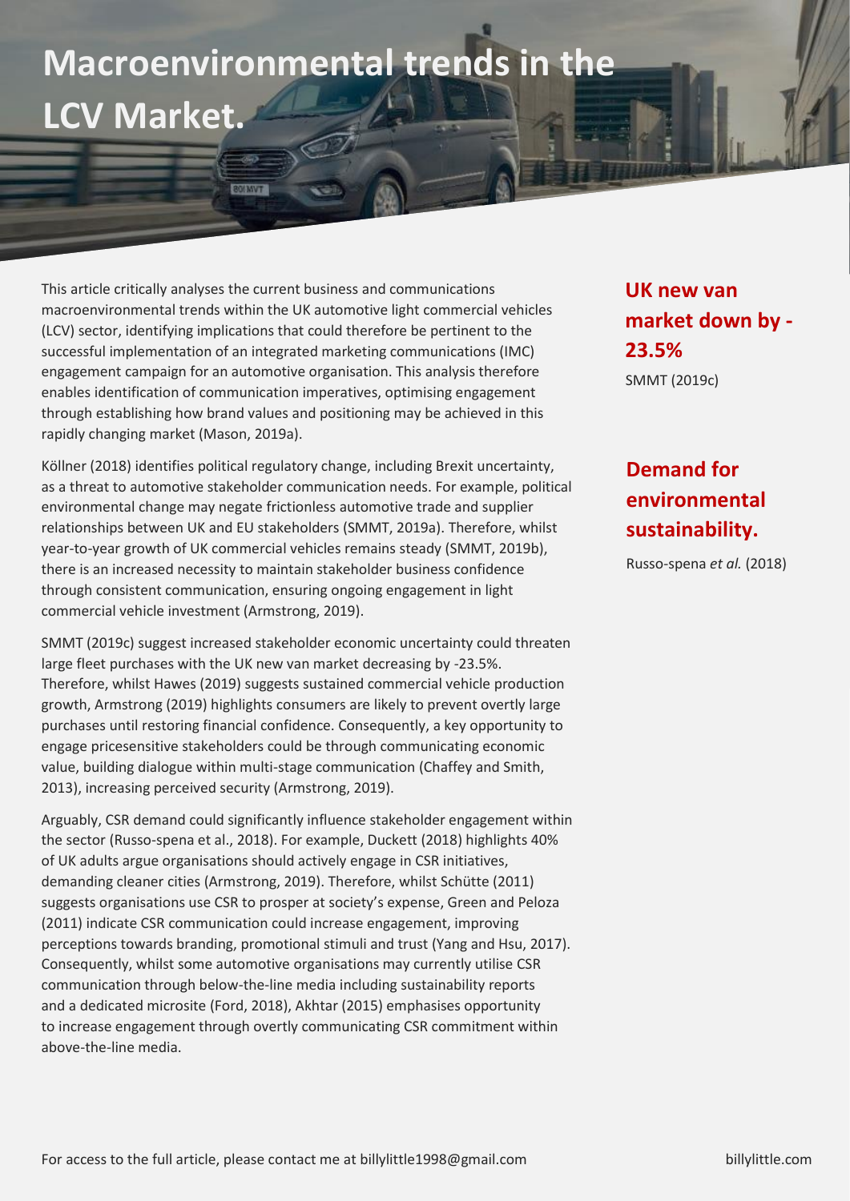# Macroenvironmental trends in the LCV Market.

This article critically analyses the current business and communications macroenvironmental trends within the UK automotive light commercial vehicles (LCV) sector, identifying implications that could therefore be pertinent to the successful implementation of an integrated marketing communications (IMC) engagement campaign for an automotive organisation. This analysis therefore enables identification of communication imperatives, optimising engagement through establishing how brand values and positioning may be achieved in this rapidly changing market (Mason, 2019a).

Köllner (2018) identifies political regulatory change, including Brexit uncertainty, as a threat to automotive stakeholder communication needs. For example, political environmental change may negate frictionless automotive trade and supplier relationships between UK and EU stakeholders (SMMT, 2019a). Therefore, whilst year-to-year growth of UK commercial vehicles remains steady (SMMT, 2019b), there is an increased necessity to maintain stakeholder business confidence through consistent communication, ensuring ongoing engagement in light commercial vehicle investment (Armstrong, 2019).

SMMT (2019c) suggest increased stakeholder economic uncertainty could threaten large fleet purchases with the UK new van market decreasing by -23.5%. Therefore, whilst Hawes (2019) suggests sustained commercial vehicle production growth, Armstrong (2019) highlights consumers are likely to prevent overtly large purchases until restoring financial confidence. Consequently, a key opportunity to engage pricesensitive stakeholders could be through communicating economic value, building dialogue within multi-stage communication (Chaffey and Smith, 2013), increasing perceived security (Armstrong, 2019).

Arguably, CSR demand could significantly influence stakeholder engagement within the sector (Russo-spena et al., 2018). For example, Duckett (2018) highlights 40% of UK adults argue organisations should actively engage in CSR initiatives, demanding cleaner cities (Armstrong, 2019). Therefore, whilst Schütte (2011) suggests organisations use CSR to prosper at society's expense, Green and Peloza (2011) indicate CSR communication could increase engagement, improving perceptions towards branding, promotional stimuli and trust (Yang and Hsu, 2017). Consequently, whilst some automotive organisations may currently utilise CSR communication through below-the-line media including sustainability reports and a dedicated microsite (Ford, 2018), Akhtar (2015) emphasises opportunity to increase engagement through overtly communicating CSR commitment within above-the-line media.

**UK new van market down by -23.5%**

SMMT (2019c)

**Demand for environmental sustainability.**

Russo-spena *et al.* (2018)

For access to the full article, please contact me at billylittle1998@gmail.com

billylittle.com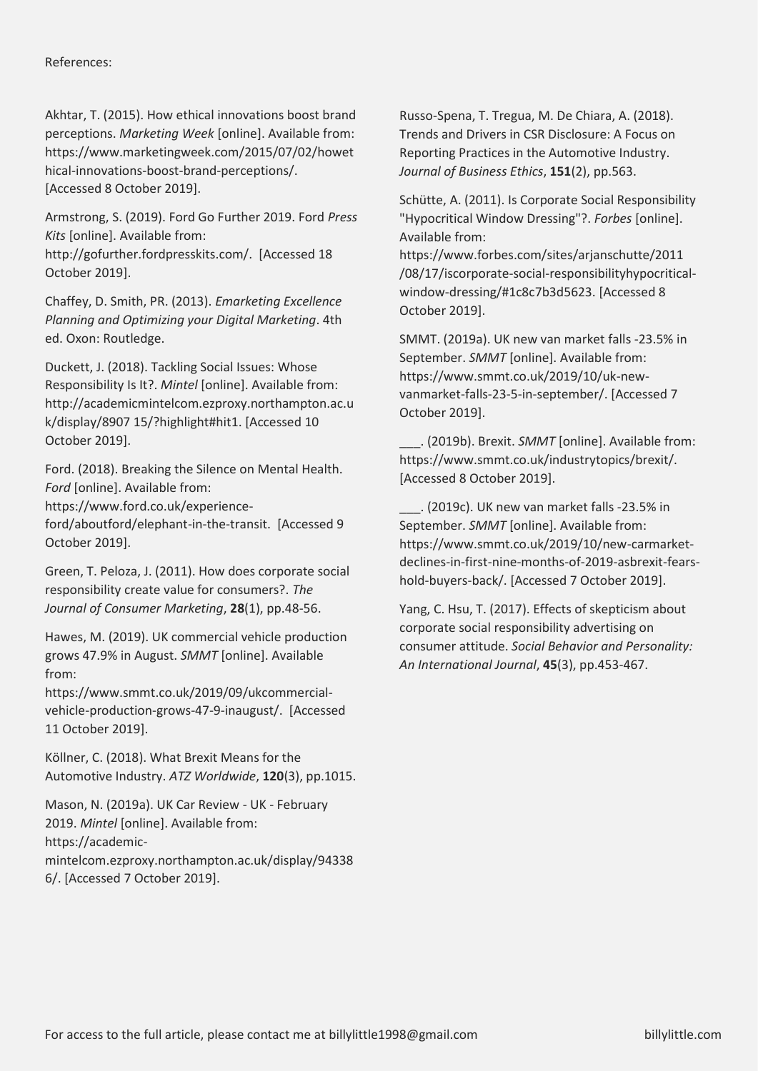References:

Akhtar, T. (2015). How ethical innovations boost brand perceptions. *Marketing Week* [online]. Available from: https://www.marketingweek.com/2015/07/02/howethical-innovations-boost-brand-perceptions/. [Accessed 8 October 2019].

Armstrong, S. (2019). Ford Go Further 2019. Ford *Press Kits* [online]. Available from: http://gofurther.fordpresskits.com/. [Accessed 18 October 2019].

Chaffey, D. Smith, PR. (2013). *Emarketing Excellence Planning and Optimizing your Digital Marketing*. 4th ed. Oxon: Routledge.

Duckett, J. (2018). Tackling Social Issues: Whose Responsibility Is It?. *Mintel* [online]. Available from: http://academicmintelcom.ezproxy.northampton.ac.uk/display/8907 15/?highlight#hit1. [Accessed 10 October 2019].

Ford. (2018). Breaking the Silence on Mental Health. *Ford* [online]. Available from: https://www.ford.co.uk/experience-ford/aboutford/elephant-in-the-transit. [Accessed 9 October 2019].

Green, T. Peloza, J. (2011). How does corporate social responsibility create value for consumers?. *The Journal of Consumer Marketing*, **28**(1), pp.48-56.

Hawes, M. (2019). UK commercial vehicle production grows 47.9% in August. *SMMT* [online]. Available from: https://www.smmt.co.uk/2019/09/ukcommercial-vehicle-production-grows-47-9-inaugust/. [Accessed 11 October 2019].

Köllner, C. (2018). What Brexit Means for the Automotive Industry. *ATZ Worldwide*, **120**(3), pp.1015.

Mason, N. (2019a). UK Car Review - UK - February 2019. *Mintel* [online]. Available from: https://academic-mintelcom.ezproxy.northampton.ac.uk/display/943386/. [Accessed 7 October 2019].

Russo-Spena, T. Tregua, M. De Chiara, A. (2018). Trends and Drivers in CSR Disclosure: A Focus on Reporting Practices in the Automotive Industry. *Journal of Business Ethics*, **151**(2), pp.563.

Schütte, A. (2011). Is Corporate Social Responsibility "Hypocritical Window Dressing"?. *Forbes* [online]. Available from: https://www.forbes.com/sites/arjanschutte/2011/08/17/iscorporate-social-responsibilityhypocritical-window-dressing/#1c8c7b3d5623. [Accessed 8 October 2019].

SMMT. (2019a). UK new van market falls -23.5% in September. *SMMT* [online]. Available from: https://www.smmt.co.uk/2019/10/uk-new-vanmarket-falls-23-5-in-september/. [Accessed 7 October 2019].

___. (2019b). Brexit. *SMMT* [online]. Available from: https://www.smmt.co.uk/industrytopics/brexit/. [Accessed 8 October 2019].

___. (2019c). UK new van market falls -23.5% in September. *SMMT* [online]. Available from: https://www.smmt.co.uk/2019/10/new-carmarket-declines-in-first-nine-months-of-2019-asbrexit-fears-hold-buyers-back/. [Accessed 7 October 2019].

Yang, C. Hsu, T. (2017). Effects of skepticism about corporate social responsibility advertising on consumer attitude. *Social Behavior and Personality: An International Journal*, **45**(3), pp.453-467.

For access to the full article, please contact me at billylittle1998@gmail.com billylittle.com